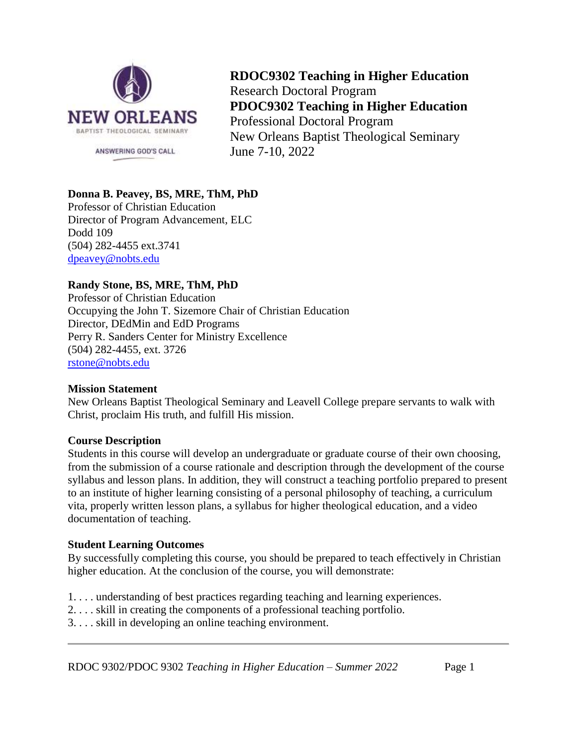**RDOC9302 Teaching in Higher Education**
Research Doctoral Program
**PDOC9302 Teaching in Higher Education**
Professional Doctoral Program
New Orleans Baptist Theological Seminary
June 7-10, 2022

**Donna B. Peavey, BS, MRE, ThM, PhD**
Professor of Christian Education
Director of Program Advancement, ELC
Dodd 109
(504) 282-4455 ext.3741
dpeavey@nobts.edu

**Randy Stone, BS, MRE, ThM, PhD**
Professor of Christian Education
Occupying the John T. Sizemore Chair of Christian Education
Director, DEdMin and EdD Programs
Perry R. Sanders Center for Ministry Excellence
(504) 282-4455, ext. 3726
rstone@nobts.edu

**Mission Statement**
New Orleans Baptist Theological Seminary and Leavell College prepare servants to walk with Christ, proclaim His truth, and fulfill His mission.

**Course Description**
Students in this course will develop an undergraduate or graduate course of their own choosing, from the submission of a course rationale and description through the development of the course syllabus and lesson plans. In addition, they will construct a teaching portfolio prepared to present to an institute of higher learning consisting of a personal philosophy of teaching, a curriculum vita, properly written lesson plans, a syllabus for higher theological education, and a video documentation of teaching.

**Student Learning Outcomes**
By successfully completing this course, you should be prepared to teach effectively in Christian higher education. At the conclusion of the course, you will demonstrate:

1. . . . understanding of best practices regarding teaching and learning experiences.
2. . . . skill in creating the components of a professional teaching portfolio.
3. . . . skill in developing an online teaching environment.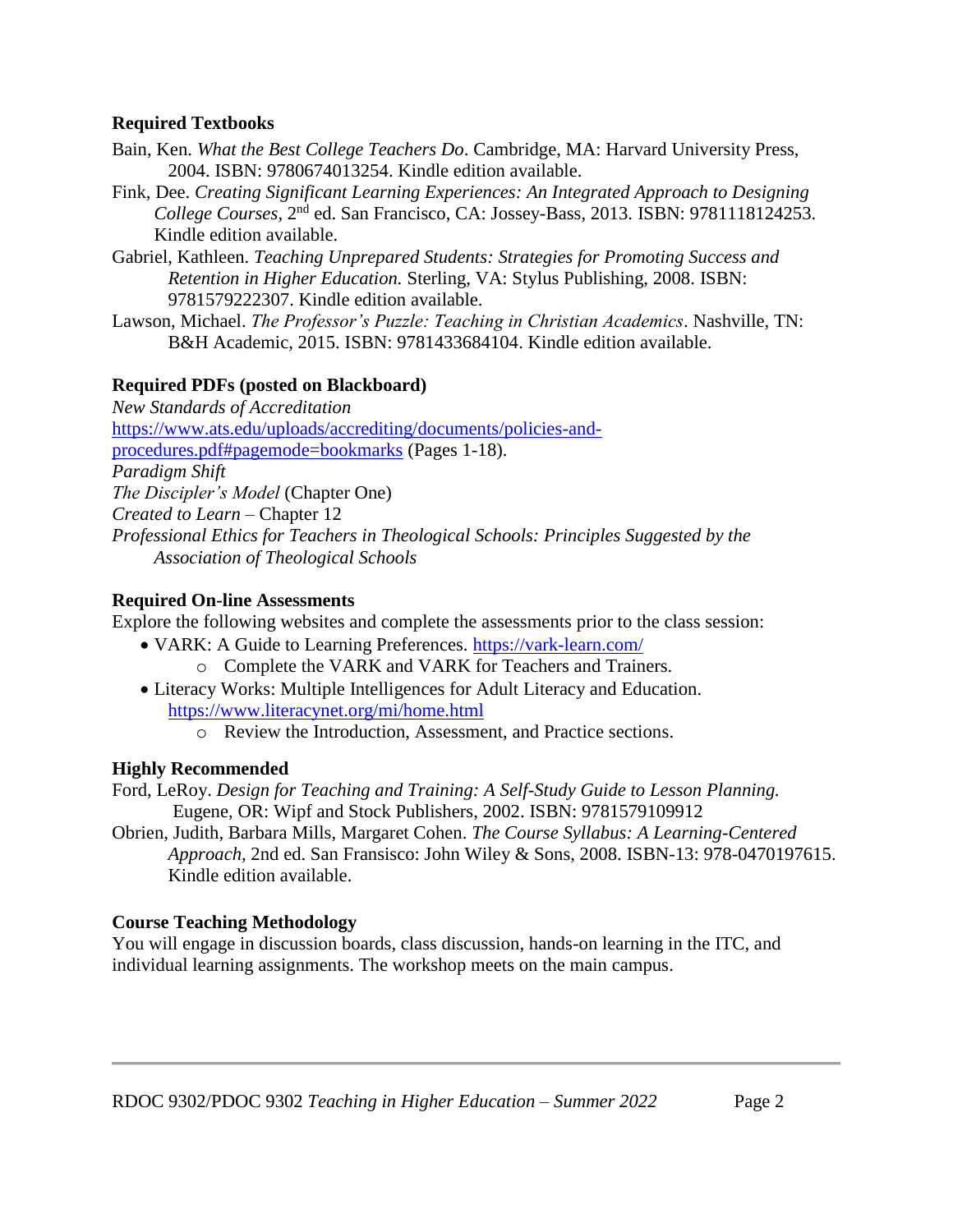**Required Textbooks**

Bain, Ken. *What the Best College Teachers Do*. Cambridge, MA: Harvard University Press, 2004. ISBN: 9780674013254. Kindle edition available.

Fink, Dee. *Creating Significant Learning Experiences: An Integrated Approach to Designing College Courses*, 2nd ed. San Francisco, CA: Jossey-Bass, 2013. ISBN: 9781118124253. Kindle edition available.

Gabriel, Kathleen. *Teaching Unprepared Students: Strategies for Promoting Success and Retention in Higher Education.* Sterling, VA: Stylus Publishing, 2008. ISBN: 9781579222307. Kindle edition available.

Lawson, Michael. *The Professor's Puzzle: Teaching in Christian Academics*. Nashville, TN: B&H Academic, 2015. ISBN: 9781433684104. Kindle edition available.

**Required PDFs (posted on Blackboard)**

*New Standards of Accreditation*
[https://www.ats.edu/uploads/accrediting/documents/policies-and-procedures.pdf#pagemode=bookmarks](https://www.ats.edu/uploads/accrediting/documents/policies-and-procedures.pdf#pagemode=bookmarks) (Pages 1-18).
*Paradigm Shift*
*The Discipler's Model* (Chapter One)
*Created to Learn* – Chapter 12
*Professional Ethics for Teachers in Theological Schools: Principles Suggested by the Association of Theological Schools*

**Required On-line Assessments**

Explore the following websites and complete the assessments prior to the class session:

- VARK: A Guide to Learning Preferences. [https://vark-learn.com/](https://vark-learn.com/)
  - Complete the VARK and VARK for Teachers and Trainers.
- Literacy Works: Multiple Intelligences for Adult Literacy and Education. [https://www.literacynet.org/mi/home.html](https://www.literacynet.org/mi/home.html)
  - Review the Introduction, Assessment, and Practice sections.

**Highly Recommended**

Ford, LeRoy. *Design for Teaching and Training: A Self-Study Guide to Lesson Planning.* Eugene, OR: Wipf and Stock Publishers, 2002. ISBN: 9781579109912

Obrien, Judith, Barbara Mills, Margaret Cohen. *The Course Syllabus: A Learning-Centered Approach*, 2nd ed. San Fransisco: John Wiley & Sons, 2008. ISBN-13: 978-0470197615. Kindle edition available.

**Course Teaching Methodology**

You will engage in discussion boards, class discussion, hands-on learning in the ITC, and individual learning assignments. The workshop meets on the main campus.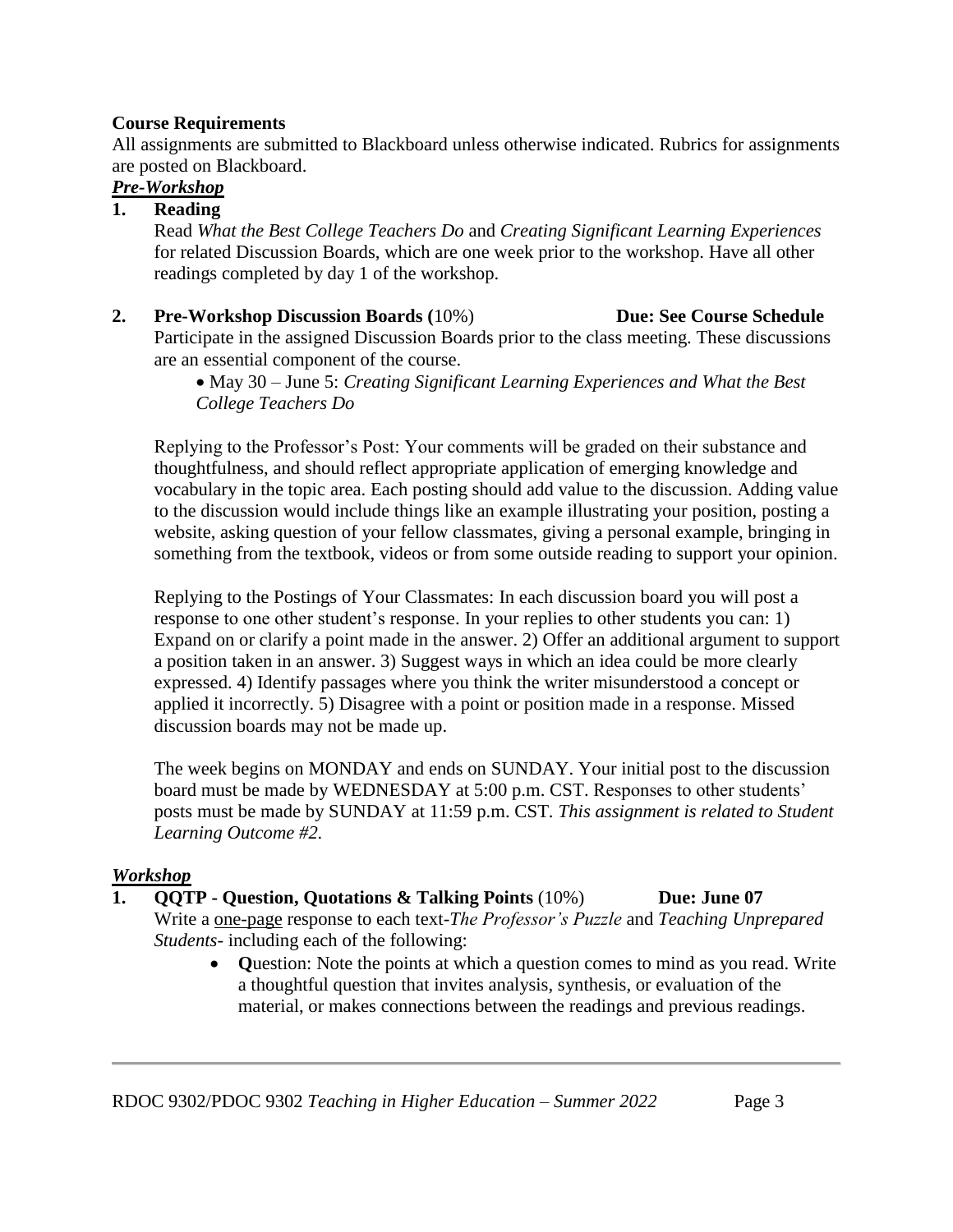**Course Requirements**

All assignments are submitted to Blackboard unless otherwise indicated. Rubrics for assignments are posted on Blackboard.

***Pre-Workshop***

**1. Reading**

Read *What the Best College Teachers Do* and *Creating Significant Learning Experiences* for related Discussion Boards, which are one week prior to the workshop. Have all other readings completed by day 1 of the workshop.

**2. Pre-Workshop Discussion Boards (**10%) **Due: See Course Schedule**

Participate in the assigned Discussion Boards prior to the class meeting. These discussions are an essential component of the course.

- May 30 – June 5: *Creating Significant Learning Experiences and What the Best College Teachers Do*

Replying to the Professor's Post: Your comments will be graded on their substance and thoughtfulness, and should reflect appropriate application of emerging knowledge and vocabulary in the topic area. Each posting should add value to the discussion. Adding value to the discussion would include things like an example illustrating your position, posting a website, asking question of your fellow classmates, giving a personal example, bringing in something from the textbook, videos or from some outside reading to support your opinion.

Replying to the Postings of Your Classmates: In each discussion board you will post a response to one other student's response. In your replies to other students you can: 1) Expand on or clarify a point made in the answer. 2) Offer an additional argument to support a position taken in an answer. 3) Suggest ways in which an idea could be more clearly expressed. 4) Identify passages where you think the writer misunderstood a concept or applied it incorrectly. 5) Disagree with a point or position made in a response. Missed discussion boards may not be made up.

The week begins on MONDAY and ends on SUNDAY. Your initial post to the discussion board must be made by WEDNESDAY at 5:00 p.m. CST. Responses to other students' posts must be made by SUNDAY at 11:59 p.m. CST. *This assignment is related to Student Learning Outcome #2.*

***Workshop***

**1. QQTP - Question, Quotations & Talking Points** (10%) **Due: June 07**

Write a <u>one-page</u> response to each text-*The Professor's Puzzle* and *Teaching Unprepared Students*- including each of the following:

- **Q**uestion: Note the points at which a question comes to mind as you read. Write a thoughtful question that invites analysis, synthesis, or evaluation of the material, or makes connections between the readings and previous readings.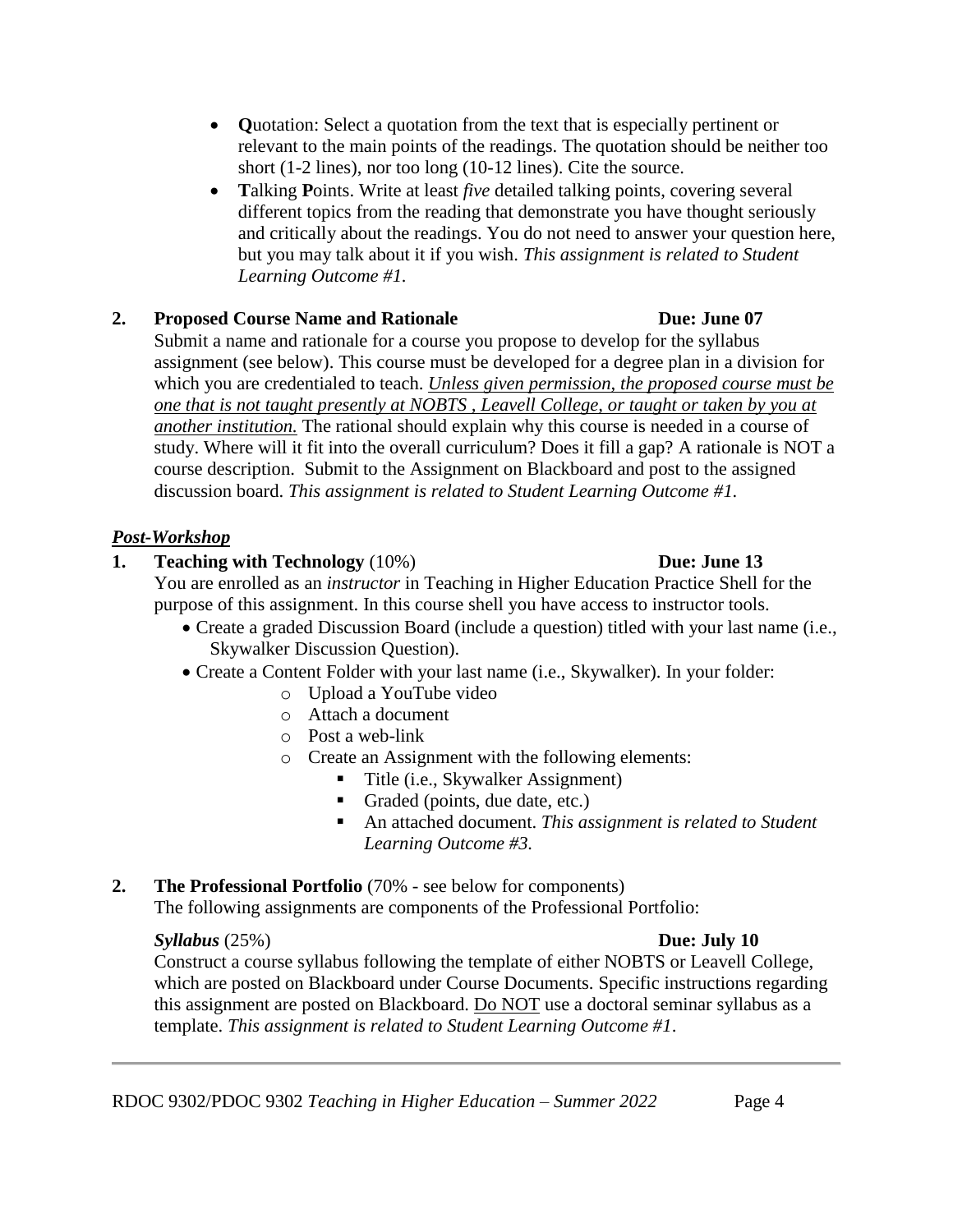- **Q**uotation: Select a quotation from the text that is especially pertinent or relevant to the main points of the readings. The quotation should be neither too short (1-2 lines), nor too long (10-12 lines). Cite the source.
- **T**alking **P**oints. Write at least *five* detailed talking points, covering several different topics from the reading that demonstrate you have thought seriously and critically about the readings. You do not need to answer your question here, but you may talk about it if you wish. *This assignment is related to Student Learning Outcome #1.*

**2. Proposed Course Name and Rationale** **Due: June 07**

Submit a name and rationale for a course you propose to develop for the syllabus assignment (see below). This course must be developed for a degree plan in a division for which you are credentialed to teach. <u>*Unless given permission, the proposed course must be one that is not taught presently at NOBTS , Leavell College, or taught or taken by you at another institution.*</u> The rational should explain why this course is needed in a course of study. Where will it fit into the overall curriculum? Does it fill a gap? A rationale is NOT a course description. Submit to the Assignment on Blackboard and post to the assigned discussion board. *This assignment is related to Student Learning Outcome #1.*

***<u>Post-Workshop</u>***

**1. Teaching with Technology** (10%) **Due: June 13**

You are enrolled as an *instructor* in Teaching in Higher Education Practice Shell for the purpose of this assignment. In this course shell you have access to instructor tools.

- Create a graded Discussion Board (include a question) titled with your last name (i.e., Skywalker Discussion Question).
- Create a Content Folder with your last name (i.e., Skywalker). In your folder:
  - Upload a YouTube video
  - Attach a document
  - Post a web-link
  - Create an Assignment with the following elements:
    - Title (i.e., Skywalker Assignment)
    - Graded (points, due date, etc.)
    - An attached document. *This assignment is related to Student Learning Outcome #3.*

**2. The Professional Portfolio** (70% - see below for components)

The following assignments are components of the Professional Portfolio:

***Syllabus*** (25%) **Due: July 10**

Construct a course syllabus following the template of either NOBTS or Leavell College, which are posted on Blackboard under Course Documents. Specific instructions regarding this assignment are posted on Blackboard. <u>Do NOT</u> use a doctoral seminar syllabus as a template. *This assignment is related to Student Learning Outcome #1.*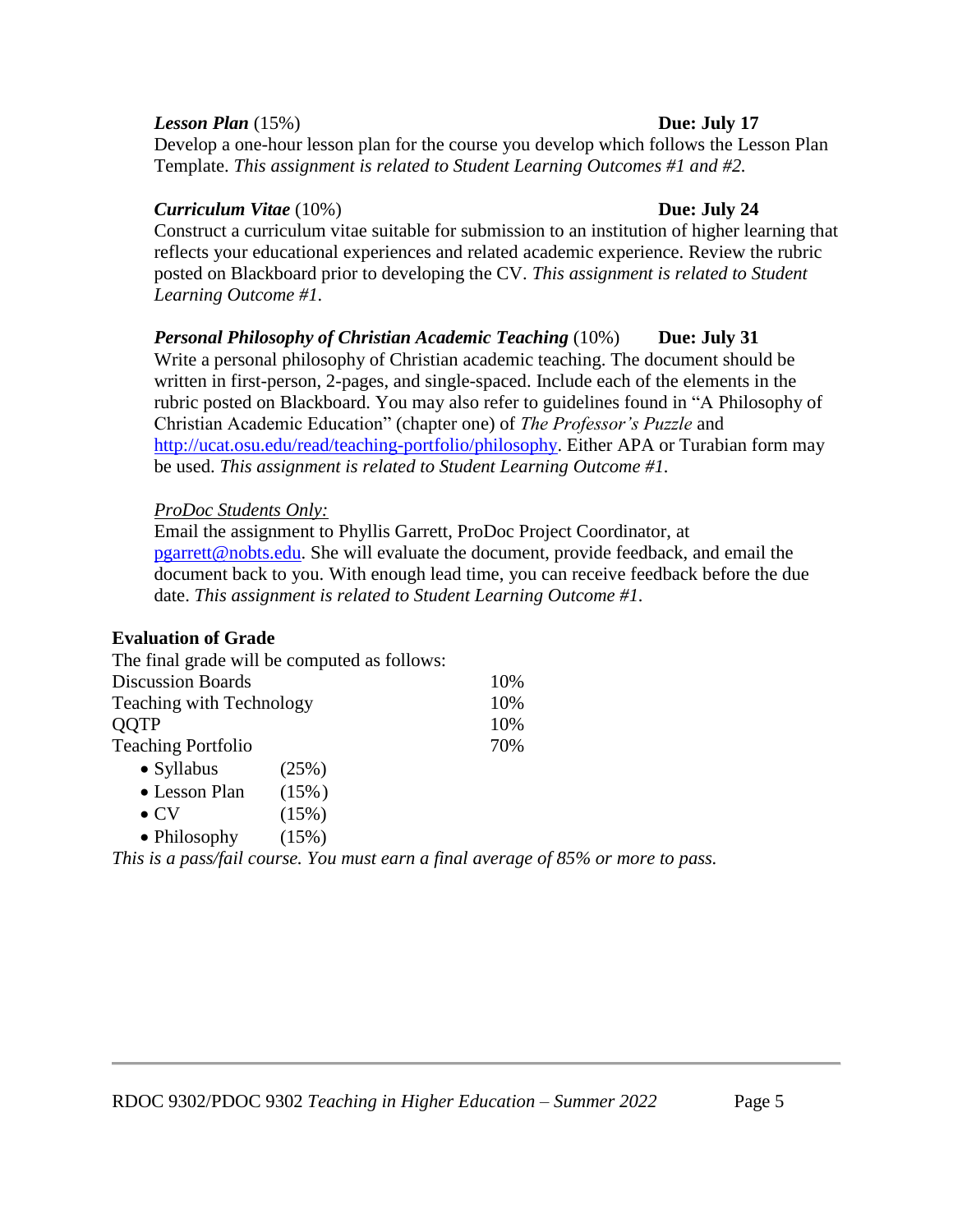***Lesson Plan*** (15%) **Due: July 17**

Develop a one-hour lesson plan for the course you develop which follows the Lesson Plan Template. *This assignment is related to Student Learning Outcomes #1 and #2.*

***Curriculum Vitae*** (10%) **Due: July 24**

Construct a curriculum vitae suitable for submission to an institution of higher learning that reflects your educational experiences and related academic experience. Review the rubric posted on Blackboard prior to developing the CV. *This assignment is related to Student Learning Outcome #1.*

***Personal Philosophy of Christian Academic Teaching*** (10%) **Due: July 31**

Write a personal philosophy of Christian academic teaching. The document should be written in first-person, 2-pages, and single-spaced. Include each of the elements in the rubric posted on Blackboard. You may also refer to guidelines found in "A Philosophy of Christian Academic Education" (chapter one) of *The Professor's Puzzle* and http://ucat.osu.edu/read/teaching-portfolio/philosophy. Either APA or Turabian form may be used. *This assignment is related to Student Learning Outcome #1.*

*ProDoc Students Only:*

Email the assignment to Phyllis Garrett, ProDoc Project Coordinator, at pgarrett@nobts.edu. She will evaluate the document, provide feedback, and email the document back to you. With enough lead time, you can receive feedback before the due date. *This assignment is related to Student Learning Outcome #1.*

**Evaluation of Grade**

The final grade will be computed as follows:

| | |
|---|---|
| Discussion Boards | 10% |
| Teaching with Technology | 10% |
| QQTP | 10% |
| Teaching Portfolio | 70% |

- Syllabus (25%)
- Lesson Plan (15%)
- CV (15%)
- Philosophy (15%)

*This is a pass/fail course. You must earn a final average of 85% or more to pass.*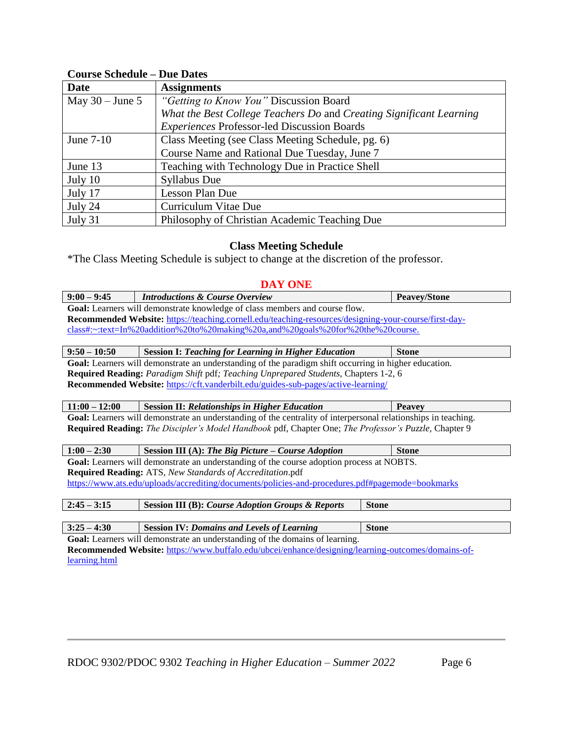**Course Schedule – Due Dates**

| Date | Assignments |
|---|---|
| May 30 – June 5 | *"Getting to Know You"* Discussion Board<br>*What the Best College Teachers Do* and *Creating Significant Learning Experiences* Professor-led Discussion Boards |
| June 7-10 | Class Meeting (see Class Meeting Schedule, pg. 6)<br>Course Name and Rational Due Tuesday, June 7 |
| June 13 | Teaching with Technology Due in Practice Shell |
| July 10 | Syllabus Due |
| July 17 | Lesson Plan Due |
| July 24 | Curriculum Vitae Due |
| July 31 | Philosophy of Christian Academic Teaching Due |

## Class Meeting Schedule

*The Class Meeting Schedule is subject to change at the discretion of the professor.

### DAY ONE

| **9:00 – 9:45** | ***Introductions & Course Overview*** | **Peavey/Stone** |
|---|---|---|

**Goal:** Learners will demonstrate knowledge of class members and course flow.
**Recommended Website:** https://teaching.cornell.edu/teaching-resources/designing-your-course/first-day-class#:~:text=In%20addition%20to%20making%20a,and%20goals%20for%20the%20course.

| **9:50 – 10:50** | **Session I:** ***Teaching for Learning in Higher Education*** | **Stone** |
|---|---|---|

**Goal:** Learners will demonstrate an understanding of the paradigm shift occurring in higher education.
**Required Reading:** *Paradigm Shift* pdf*; Teaching Unprepared Students,* Chapters 1-2, 6
**Recommended Website:** https://cft.vanderbilt.edu/guides-sub-pages/active-learning/

| **11:00 – 12:00** | **Session II:** ***Relationships in Higher Education*** | **Peavey** |
|---|---|---|

**Goal:** Learners will demonstrate an understanding of the centrality of interpersonal relationships in teaching.
**Required Reading:** *The Discipler's Model Handbook* pdf, Chapter One; *The Professor's Puzzle,* Chapter 9

| **1:00 – 2:30** | **Session III (A):** ***The Big Picture – Course Adoption*** | **Stone** |
|---|---|---|

**Goal:** Learners will demonstrate an understanding of the course adoption process at NOBTS.
**Required Reading:** ATS, *New Standards of Accreditation*.pdf
https://www.ats.edu/uploads/accrediting/documents/policies-and-procedures.pdf#pagemode=bookmarks

| **2:45 – 3:15** | **Session III (B):** ***Course Adoption Groups & Reports*** | **Stone** |
|---|---|---|

| **3:25 – 4:30** | **Session IV:** ***Domains and Levels of Learning*** | **Stone** |
|---|---|---|

**Goal:** Learners will demonstrate an understanding of the domains of learning.
**Recommended Website:** https://www.buffalo.edu/ubcei/enhance/designing/learning-outcomes/domains-of-learning.html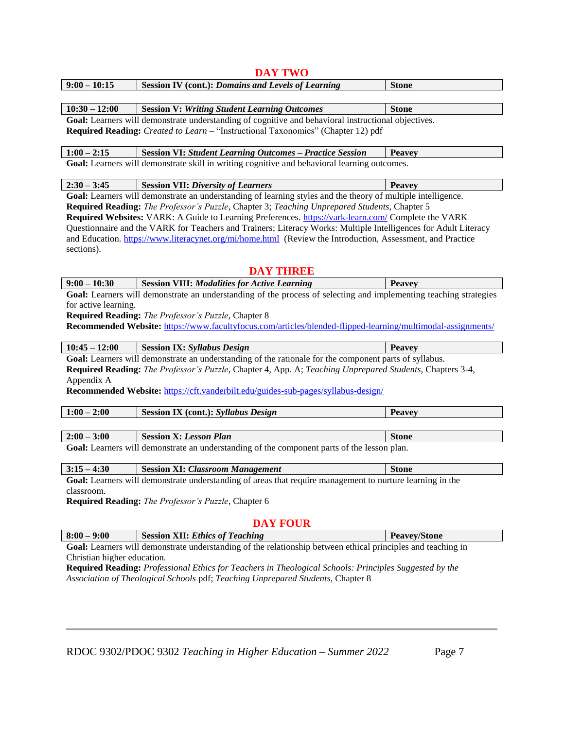## DAY TWO

| **9:00 – 10:15** | **Session IV (cont.):** ***Domains and Levels of Learning*** | **Stone** |
|---|---|---|

| **10:30 – 12:00** | **Session V:** ***Writing Student Learning Outcomes*** | **Stone** |
|---|---|---|

**Goal:** Learners will demonstrate understanding of cognitive and behavioral instructional objectives.
**Required Reading:** *Created to Learn* – "Instructional Taxonomies" (Chapter 12) pdf

| **1:00 – 2:15** | **Session VI:** ***Student Learning Outcomes – Practice Session*** | **Peavey** |
|---|---|---|

**Goal:** Learners will demonstrate skill in writing cognitive and behavioral learning outcomes.

| **2:30 – 3:45** | **Session VII:** ***Diversity of Learners*** | **Peavey** |
|---|---|---|

**Goal:** Learners will demonstrate an understanding of learning styles and the theory of multiple intelligence.
**Required Reading:** *The Professor's Puzzle*, Chapter 3; *Teaching Unprepared Students,* Chapter 5
**Required Websites:** VARK: A Guide to Learning Preferences. https://vark-learn.com/ Complete the VARK Questionnaire and the VARK for Teachers and Trainers; Literacy Works: Multiple Intelligences for Adult Literacy and Education. https://www.literacynet.org/mi/home.html (Review the Introduction, Assessment, and Practice sections).

## DAY THREE

| **9:00 – 10:30** | **Session VIII:** ***Modalities for Active Learning*** | **Peavey** |
|---|---|---|

**Goal:** Learners will demonstrate an understanding of the process of selecting and implementing teaching strategies for active learning.
**Required Reading:** *The Professor's Puzzle*, Chapter 8
**Recommended Website:** https://www.facultyfocus.com/articles/blended-flipped-learning/multimodal-assignments/

| **10:45 – 12:00** | **Session IX:** ***Syllabus Design*** | **Peavey** |
|---|---|---|

**Goal:** Learners will demonstrate an understanding of the rationale for the component parts of syllabus.
**Required Reading:** *The Professor's Puzzle*, Chapter 4, App. A; *Teaching Unprepared Students,* Chapters 3-4, Appendix A
**Recommended Website:** https://cft.vanderbilt.edu/guides-sub-pages/syllabus-design/

| **1:00 – 2:00** | **Session IX (cont.):** ***Syllabus Design*** | **Peavey** |
|---|---|---|

| **2:00 – 3:00** | **Session X:** ***Lesson Plan*** | **Stone** |
|---|---|---|

**Goal:** Learners will demonstrate an understanding of the component parts of the lesson plan.

| **3:15 – 4:30** | **Session XI:** ***Classroom Management*** | **Stone** |
|---|---|---|

**Goal:** Learners will demonstrate understanding of areas that require management to nurture learning in the classroom.
**Required Reading:** *The Professor's Puzzle*, Chapter 6

## DAY FOUR

| **8:00 – 9:00** | **Session XII:** ***Ethics of Teaching*** | **Peavey/Stone** |
|---|---|---|

**Goal:** Learners will demonstrate understanding of the relationship between ethical principles and teaching in Christian higher education.
**Required Reading:** *Professional Ethics for Teachers in Theological Schools: Principles Suggested by the Association of Theological Schools* pdf; *Teaching Unprepared Students,* Chapter 8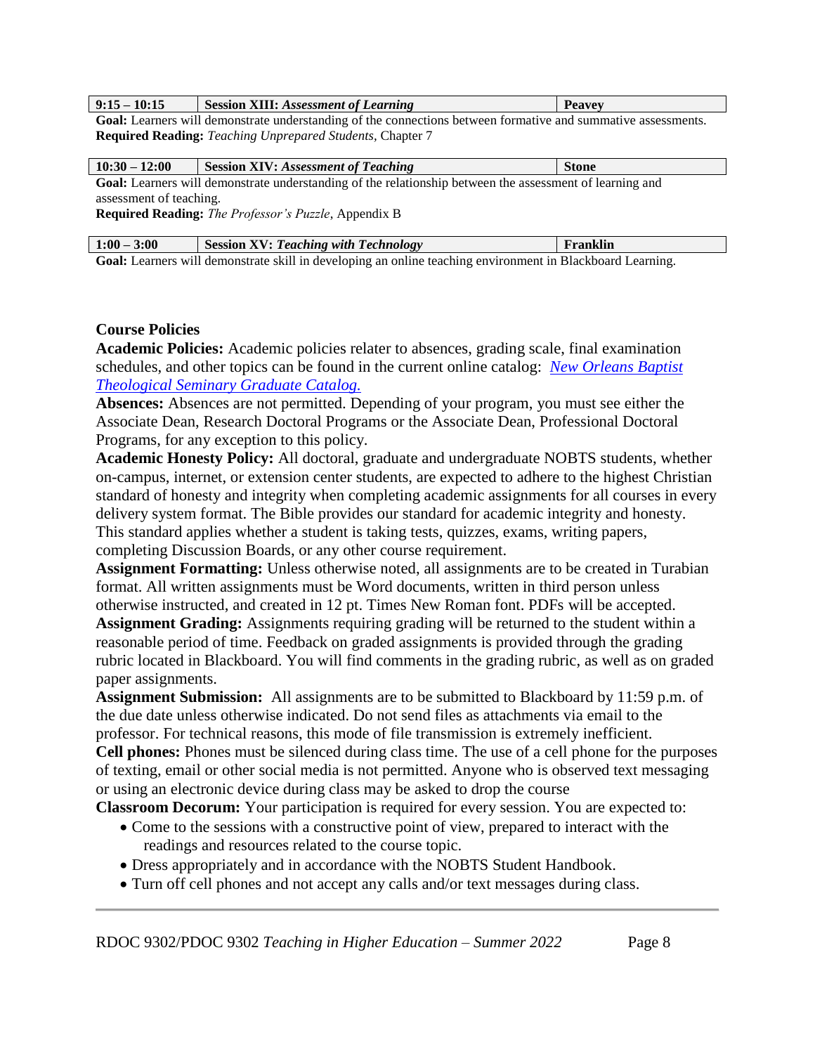| 9:15 – 10:15 | Session XIII: *Assessment of Learning* | Peavey |
|---|---|---|

**Goal:** Learners will demonstrate understanding of the connections between formative and summative assessments.
**Required Reading:** *Teaching Unprepared Students,* Chapter 7

| 10:30 – 12:00 | Session XIV: *Assessment of Teaching* | Stone |
|---|---|---|

**Goal:** Learners will demonstrate understanding of the relationship between the assessment of learning and assessment of teaching.
**Required Reading:** *The Professor's Puzzle,* Appendix B

| 1:00 – 3:00 | Session XV: *Teaching with Technology* | Franklin |
|---|---|---|

**Goal:** Learners will demonstrate skill in developing an online teaching environment in Blackboard Learning.

**Course Policies**

**Academic Policies:** Academic policies relater to absences, grading scale, final examination schedules, and other topics can be found in the current online catalog: *[New Orleans Baptist Theological Seminary Graduate Catalog.](#)*

**Absences:** Absences are not permitted. Depending of your program, you must see either the Associate Dean, Research Doctoral Programs or the Associate Dean, Professional Doctoral Programs, for any exception to this policy.

**Academic Honesty Policy:** All doctoral, graduate and undergraduate NOBTS students, whether on-campus, internet, or extension center students, are expected to adhere to the highest Christian standard of honesty and integrity when completing academic assignments for all courses in every delivery system format. The Bible provides our standard for academic integrity and honesty. This standard applies whether a student is taking tests, quizzes, exams, writing papers, completing Discussion Boards, or any other course requirement.

**Assignment Formatting:** Unless otherwise noted, all assignments are to be created in Turabian format. All written assignments must be Word documents, written in third person unless otherwise instructed, and created in 12 pt. Times New Roman font. PDFs will be accepted.

**Assignment Grading:** Assignments requiring grading will be returned to the student within a reasonable period of time. Feedback on graded assignments is provided through the grading rubric located in Blackboard. You will find comments in the grading rubric, as well as on graded paper assignments.

**Assignment Submission:** All assignments are to be submitted to Blackboard by 11:59 p.m. of the due date unless otherwise indicated. Do not send files as attachments via email to the professor. For technical reasons, this mode of file transmission is extremely inefficient.

**Cell phones:** Phones must be silenced during class time. The use of a cell phone for the purposes of texting, email or other social media is not permitted. Anyone who is observed text messaging or using an electronic device during class may be asked to drop the course

**Classroom Decorum:** Your participation is required for every session. You are expected to:

- Come to the sessions with a constructive point of view, prepared to interact with the readings and resources related to the course topic.
- Dress appropriately and in accordance with the NOBTS Student Handbook.
- Turn off cell phones and not accept any calls and/or text messages during class.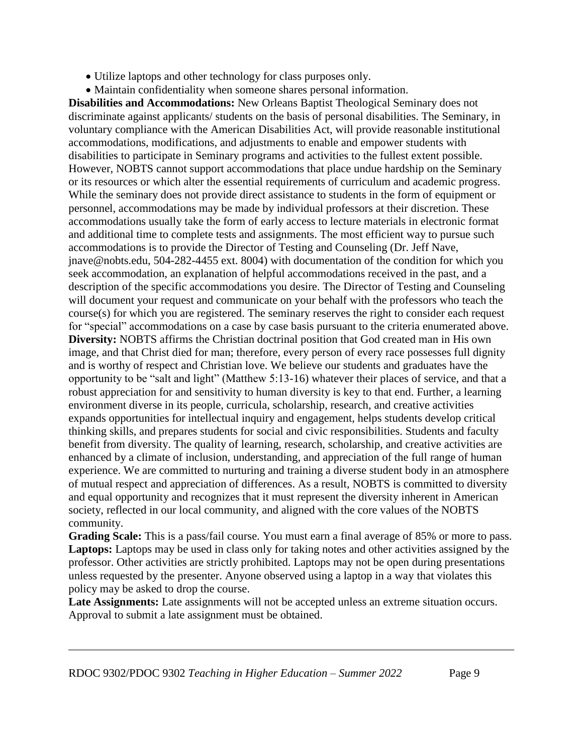- Utilize laptops and other technology for class purposes only.
- Maintain confidentiality when someone shares personal information.

**Disabilities and Accommodations:** New Orleans Baptist Theological Seminary does not discriminate against applicants/ students on the basis of personal disabilities. The Seminary, in voluntary compliance with the American Disabilities Act, will provide reasonable institutional accommodations, modifications, and adjustments to enable and empower students with disabilities to participate in Seminary programs and activities to the fullest extent possible. However, NOBTS cannot support accommodations that place undue hardship on the Seminary or its resources or which alter the essential requirements of curriculum and academic progress. While the seminary does not provide direct assistance to students in the form of equipment or personnel, accommodations may be made by individual professors at their discretion. These accommodations usually take the form of early access to lecture materials in electronic format and additional time to complete tests and assignments. The most efficient way to pursue such accommodations is to provide the Director of Testing and Counseling (Dr. Jeff Nave, jnave@nobts.edu, 504-282-4455 ext. 8004) with documentation of the condition for which you seek accommodation, an explanation of helpful accommodations received in the past, and a description of the specific accommodations you desire. The Director of Testing and Counseling will document your request and communicate on your behalf with the professors who teach the course(s) for which you are registered. The seminary reserves the right to consider each request for "special" accommodations on a case by case basis pursuant to the criteria enumerated above.

**Diversity:** NOBTS affirms the Christian doctrinal position that God created man in His own image, and that Christ died for man; therefore, every person of every race possesses full dignity and is worthy of respect and Christian love. We believe our students and graduates have the opportunity to be "salt and light" (Matthew 5:13-16) whatever their places of service, and that a robust appreciation for and sensitivity to human diversity is key to that end. Further, a learning environment diverse in its people, curricula, scholarship, research, and creative activities expands opportunities for intellectual inquiry and engagement, helps students develop critical thinking skills, and prepares students for social and civic responsibilities. Students and faculty benefit from diversity. The quality of learning, research, scholarship, and creative activities are enhanced by a climate of inclusion, understanding, and appreciation of the full range of human experience. We are committed to nurturing and training a diverse student body in an atmosphere of mutual respect and appreciation of differences. As a result, NOBTS is committed to diversity and equal opportunity and recognizes that it must represent the diversity inherent in American society, reflected in our local community, and aligned with the core values of the NOBTS community.

**Grading Scale:** This is a pass/fail course. You must earn a final average of 85% or more to pass.

**Laptops:** Laptops may be used in class only for taking notes and other activities assigned by the professor. Other activities are strictly prohibited. Laptops may not be open during presentations unless requested by the presenter. Anyone observed using a laptop in a way that violates this policy may be asked to drop the course.

**Late Assignments:** Late assignments will not be accepted unless an extreme situation occurs. Approval to submit a late assignment must be obtained.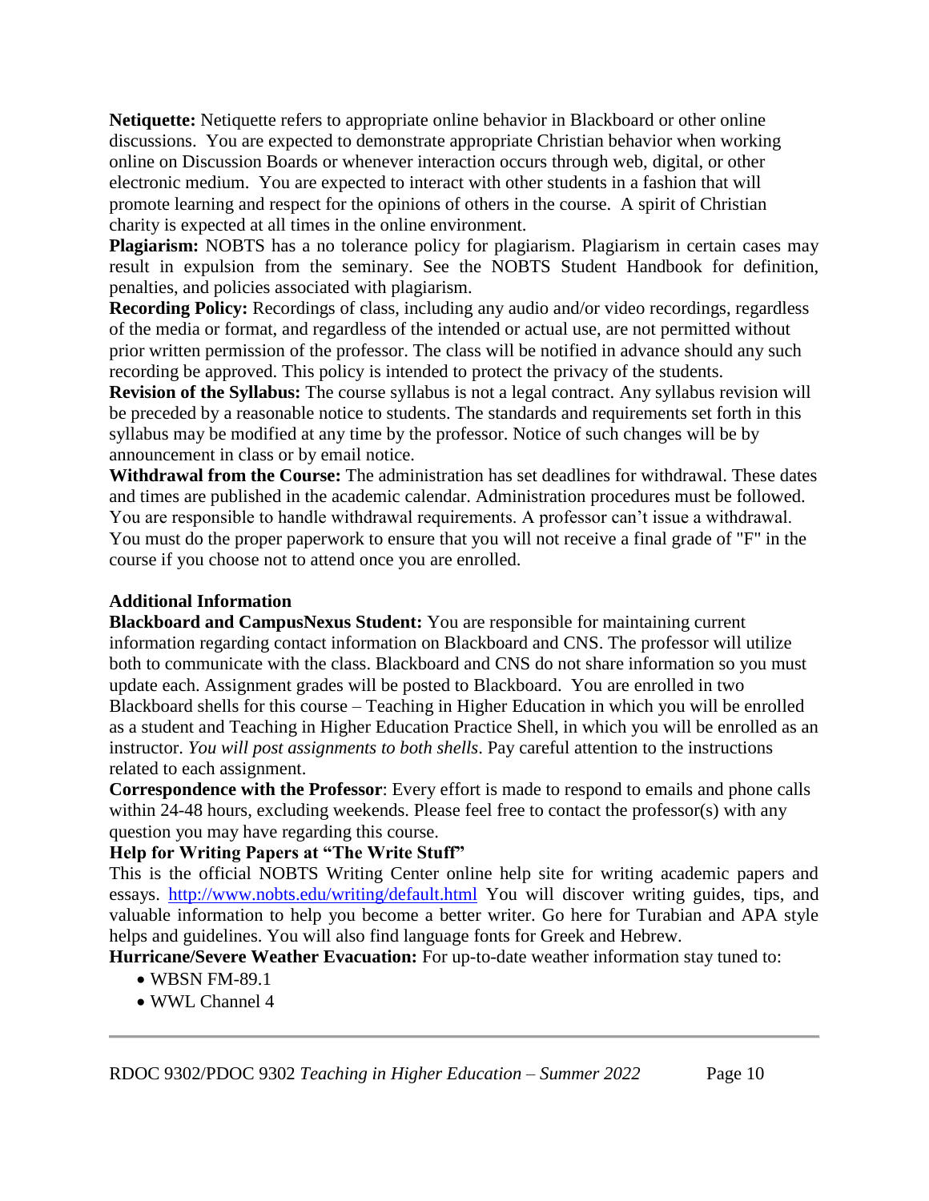**Netiquette:** Netiquette refers to appropriate online behavior in Blackboard or other online discussions. You are expected to demonstrate appropriate Christian behavior when working online on Discussion Boards or whenever interaction occurs through web, digital, or other electronic medium. You are expected to interact with other students in a fashion that will promote learning and respect for the opinions of others in the course. A spirit of Christian charity is expected at all times in the online environment.

**Plagiarism:** NOBTS has a no tolerance policy for plagiarism. Plagiarism in certain cases may result in expulsion from the seminary. See the NOBTS Student Handbook for definition, penalties, and policies associated with plagiarism.

**Recording Policy:** Recordings of class, including any audio and/or video recordings, regardless of the media or format, and regardless of the intended or actual use, are not permitted without prior written permission of the professor. The class will be notified in advance should any such recording be approved. This policy is intended to protect the privacy of the students.

**Revision of the Syllabus:** The course syllabus is not a legal contract. Any syllabus revision will be preceded by a reasonable notice to students. The standards and requirements set forth in this syllabus may be modified at any time by the professor. Notice of such changes will be by announcement in class or by email notice.

**Withdrawal from the Course:** The administration has set deadlines for withdrawal. These dates and times are published in the academic calendar. Administration procedures must be followed. You are responsible to handle withdrawal requirements. A professor can't issue a withdrawal. You must do the proper paperwork to ensure that you will not receive a final grade of "F" in the course if you choose not to attend once you are enrolled.

### Additional Information

**Blackboard and CampusNexus Student:** You are responsible for maintaining current information regarding contact information on Blackboard and CNS. The professor will utilize both to communicate with the class. Blackboard and CNS do not share information so you must update each. Assignment grades will be posted to Blackboard. You are enrolled in two Blackboard shells for this course – Teaching in Higher Education in which you will be enrolled as a student and Teaching in Higher Education Practice Shell, in which you will be enrolled as an instructor. *You will post assignments to both shells*. Pay careful attention to the instructions related to each assignment.

**Correspondence with the Professor**: Every effort is made to respond to emails and phone calls within 24-48 hours, excluding weekends. Please feel free to contact the professor(s) with any question you may have regarding this course.

**Help for Writing Papers at "The Write Stuff"**

This is the official NOBTS Writing Center online help site for writing academic papers and essays. http://www.nobts.edu/writing/default.html You will discover writing guides, tips, and valuable information to help you become a better writer. Go here for Turabian and APA style helps and guidelines. You will also find language fonts for Greek and Hebrew.

**Hurricane/Severe Weather Evacuation:** For up-to-date weather information stay tuned to:

- WBSN FM-89.1
- WWL Channel 4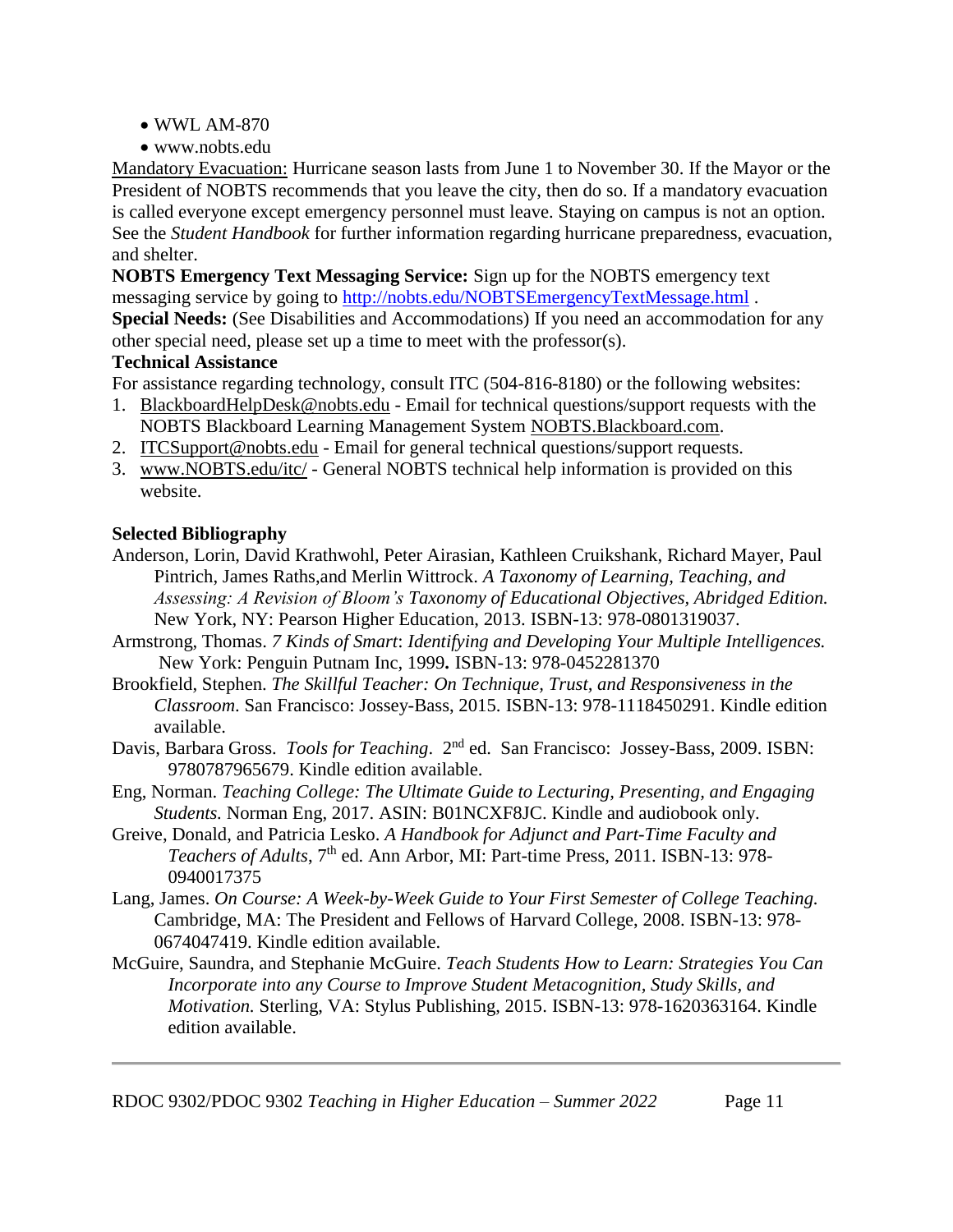- WWL AM-870
- www.nobts.edu

Mandatory Evacuation: Hurricane season lasts from June 1 to November 30. If the Mayor or the President of NOBTS recommends that you leave the city, then do so. If a mandatory evacuation is called everyone except emergency personnel must leave. Staying on campus is not an option. See the *Student Handbook* for further information regarding hurricane preparedness, evacuation, and shelter.

**NOBTS Emergency Text Messaging Service:** Sign up for the NOBTS emergency text messaging service by going to http://nobts.edu/NOBTSEmergencyTextMessage.html .

**Special Needs:** (See Disabilities and Accommodations) If you need an accommodation for any other special need, please set up a time to meet with the professor(s).

**Technical Assistance**

For assistance regarding technology, consult ITC (504-816-8180) or the following websites:

1. BlackboardHelpDesk@nobts.edu - Email for technical questions/support requests with the NOBTS Blackboard Learning Management System NOBTS.Blackboard.com.
2. ITCSupport@nobts.edu - Email for general technical questions/support requests.
3. www.NOBTS.edu/itc/ - General NOBTS technical help information is provided on this website.

**Selected Bibliography**

Anderson, Lorin, David Krathwohl, Peter Airasian, Kathleen Cruikshank, Richard Mayer, Paul Pintrich, James Raths,and Merlin Wittrock. *A Taxonomy of Learning, Teaching, and Assessing: A Revision of Bloom's Taxonomy of Educational Objectives, Abridged Edition.* New York, NY: Pearson Higher Education, 2013. ISBN-13: 978-0801319037.

Armstrong, Thomas. *7 Kinds of Smart*: *Identifying and Developing Your Multiple Intelligences.* New York: Penguin Putnam Inc, 1999**.** ISBN-13: 978-0452281370

Brookfield, Stephen. *The Skillful Teacher: On Technique, Trust, and Responsiveness in the Classroom*. San Francisco: Jossey-Bass, 2015. ISBN-13: 978-1118450291. Kindle edition available.

Davis, Barbara Gross. *Tools for Teaching*. 2nd ed. San Francisco: Jossey-Bass, 2009. ISBN: 9780787965679. Kindle edition available.

Eng, Norman. *Teaching College: The Ultimate Guide to Lecturing, Presenting, and Engaging Students.* Norman Eng, 2017. ASIN: B01NCXF8JC. Kindle and audiobook only.

Greive, Donald, and Patricia Lesko. *A Handbook for Adjunct and Part-Time Faculty and Teachers of Adults*, 7th ed. Ann Arbor, MI: Part-time Press, 2011. ISBN-13: 978-0940017375

Lang, James. *On Course: A Week-by-Week Guide to Your First Semester of College Teaching.* Cambridge, MA: The President and Fellows of Harvard College, 2008. ISBN-13: 978-0674047419. Kindle edition available.

McGuire, Saundra, and Stephanie McGuire. *Teach Students How to Learn: Strategies You Can Incorporate into any Course to Improve Student Metacognition, Study Skills, and Motivation.* Sterling, VA: Stylus Publishing, 2015. ISBN-13: 978-1620363164. Kindle edition available.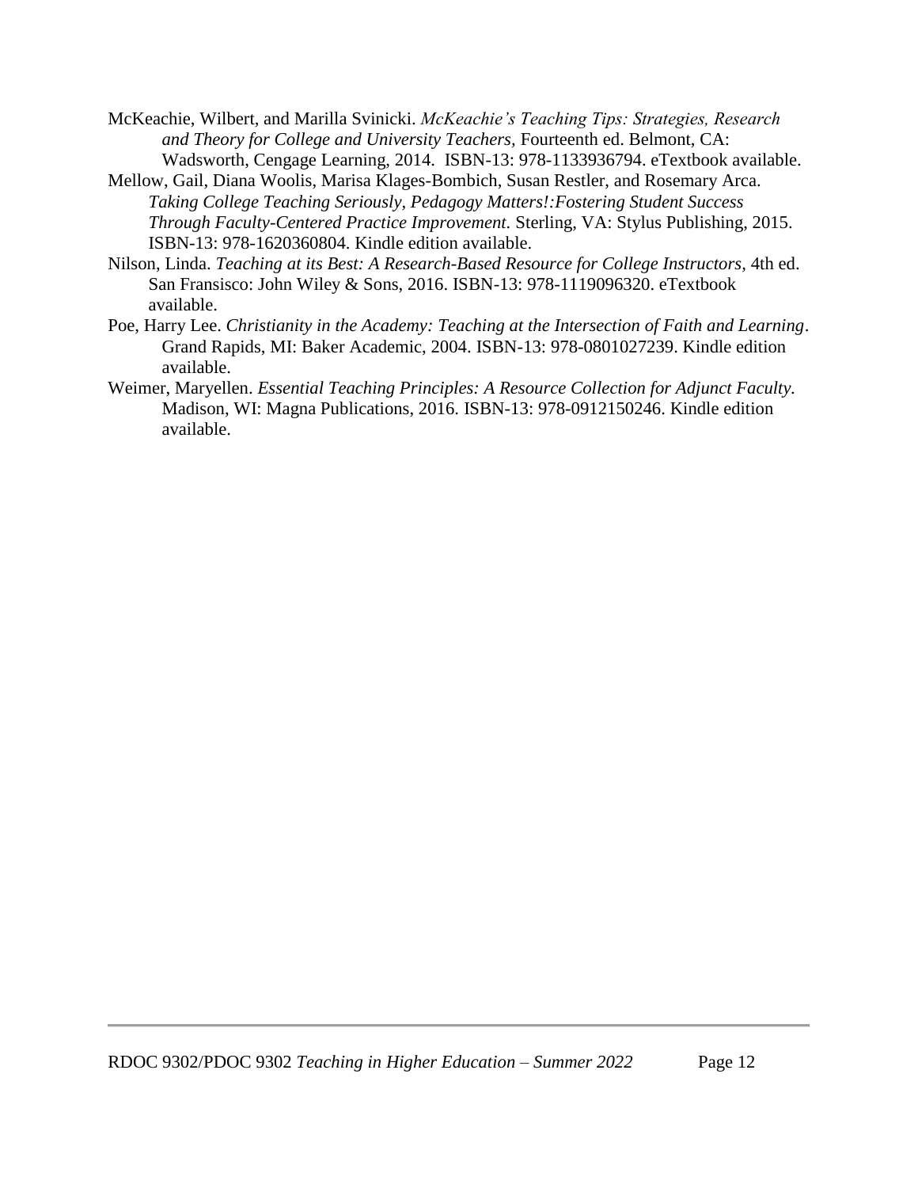McKeachie, Wilbert, and Marilla Svinicki. *McKeachie's Teaching Tips: Strategies, Research and Theory for College and University Teachers*, Fourteenth ed. Belmont, CA: Wadsworth, Cengage Learning, 2014. ISBN-13: 978-1133936794. eTextbook available.

Mellow, Gail, Diana Woolis, Marisa Klages-Bombich, Susan Restler, and Rosemary Arca. *Taking College Teaching Seriously, Pedagogy Matters!:Fostering Student Success Through Faculty-Centered Practice Improvement.* Sterling, VA: Stylus Publishing, 2015. ISBN-13: 978-1620360804. Kindle edition available.

Nilson, Linda. *Teaching at its Best: A Research-Based Resource for College Instructors*, 4th ed. San Fransisco: John Wiley & Sons, 2016. ISBN-13: 978-1119096320. eTextbook available.

Poe, Harry Lee. *Christianity in the Academy: Teaching at the Intersection of Faith and Learning*. Grand Rapids, MI: Baker Academic, 2004. ISBN-13: 978-0801027239. Kindle edition available.

Weimer, Maryellen. *Essential Teaching Principles: A Resource Collection for Adjunct Faculty.* Madison, WI: Magna Publications, 2016. ISBN-13: 978-0912150246. Kindle edition available.